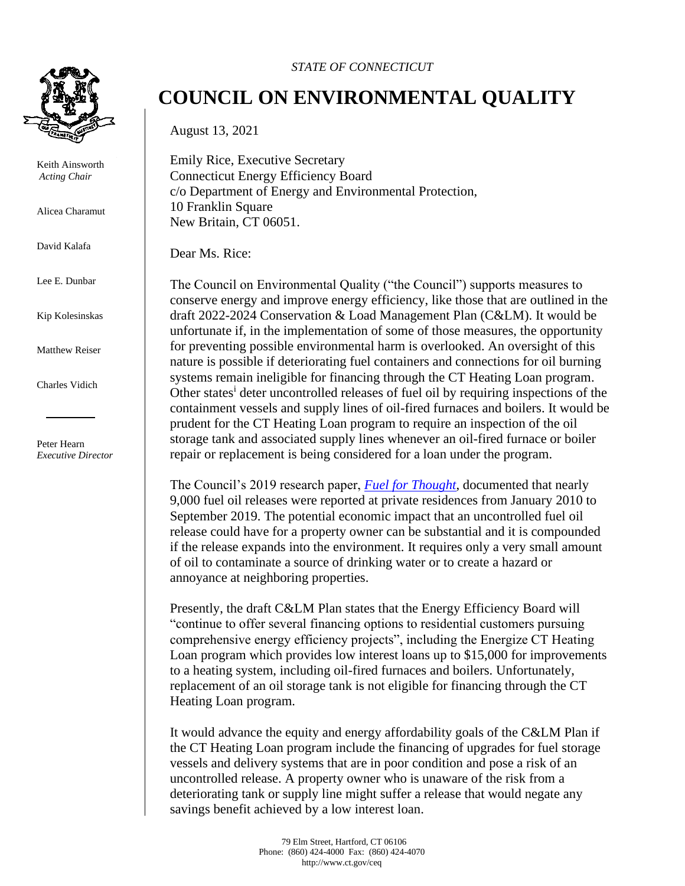*STATE OF CONNECTICUT*

# COUNCIL ON ENVIRONMENTAL QUALITY

Keith Ainsworth
*Acting Chair*

Alicea Charamut

David Kalafa

Lee E. Dunbar

Kip Kolesinskas

Matthew Reiser

Charles Vidich

Peter Hearn
*Executive Director*

August 13, 2021

Emily Rice, Executive Secretary
Connecticut Energy Efficiency Board
c/o Department of Energy and Environmental Protection,
10 Franklin Square
New Britain, CT 06051.

Dear Ms. Rice:

The Council on Environmental Quality ("the Council") supports measures to conserve energy and improve energy efficiency, like those that are outlined in the draft 2022-2024 Conservation & Load Management Plan (C&LM). It would be unfortunate if, in the implementation of some of those measures, the opportunity for preventing possible environmental harm is overlooked. An oversight of this nature is possible if deteriorating fuel containers and connections for oil burning systems remain ineligible for financing through the CT Heating Loan program. Other states[i] deter uncontrolled releases of fuel oil by requiring inspections of the containment vessels and supply lines of oil-fired furnaces and boilers. It would be prudent for the CT Heating Loan program to require an inspection of the oil storage tank and associated supply lines whenever an oil-fired furnace or boiler repair or replacement is being considered for a loan under the program.

The Council's 2019 research paper, *Fuel for Thought*, documented that nearly 9,000 fuel oil releases were reported at private residences from January 2010 to September 2019. The potential economic impact that an uncontrolled fuel oil release could have for a property owner can be substantial and it is compounded if the release expands into the environment. It requires only a very small amount of oil to contaminate a source of drinking water or to create a hazard or annoyance at neighboring properties.

Presently, the draft C&LM Plan states that the Energy Efficiency Board will "continue to offer several financing options to residential customers pursuing comprehensive energy efficiency projects", including the Energize CT Heating Loan program which provides low interest loans up to $15,000 for improvements to a heating system, including oil-fired furnaces and boilers. Unfortunately, replacement of an oil storage tank is not eligible for financing through the CT Heating Loan program.

It would advance the equity and energy affordability goals of the C&LM Plan if the CT Heating Loan program include the financing of upgrades for fuel storage vessels and delivery systems that are in poor condition and pose a risk of an uncontrolled release. A property owner who is unaware of the risk from a deteriorating tank or supply line might suffer a release that would negate any savings benefit achieved by a low interest loan.

79 Elm Street, Hartford, CT 06106
Phone: (860) 424-4000 Fax: (860) 424-4070
http://www.ct.gov/ceq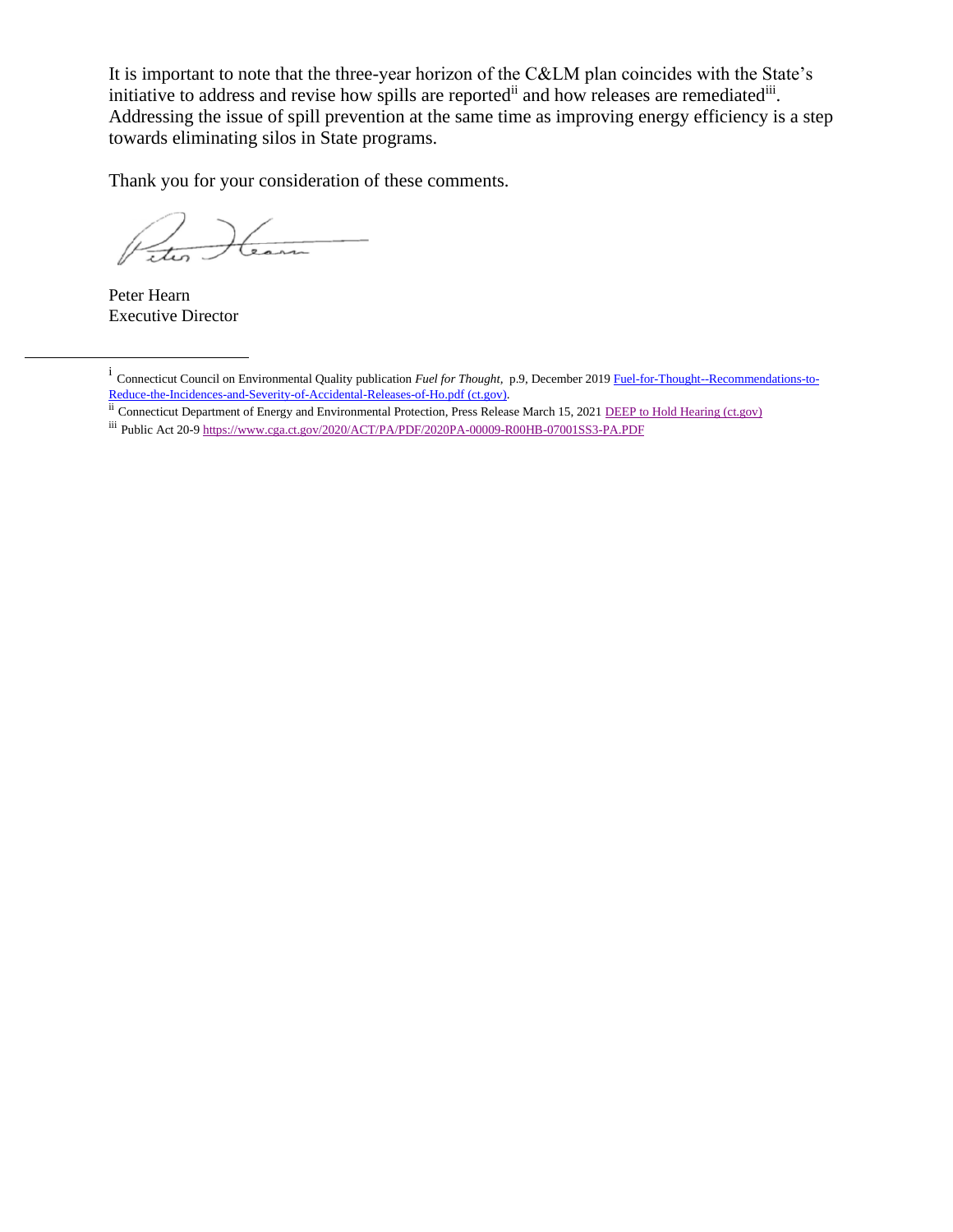It is important to note that the three-year horizon of the C&LM plan coincides with the State's initiative to address and revise how spills are reported[ii] and how releases are remediated[iii]. Addressing the issue of spill prevention at the same time as improving energy efficiency is a step towards eliminating silos in State programs.

Thank you for your consideration of these comments.

Peter Hearn
Executive Director

---

[i] Connecticut Council on Environmental Quality publication *Fuel for Thought*, p.9, December 2019 Fuel-for-Thought--Recommendations-to-Reduce-the-Incidences-and-Severity-of-Accidental-Releases-of-Ho.pdf (ct.gov).

[ii] Connecticut Department of Energy and Environmental Protection, Press Release March 15, 2021 DEEP to Hold Hearing (ct.gov)

[iii] Public Act 20-9 https://www.cga.ct.gov/2020/ACT/PA/PDF/2020PA-00009-R00HB-07001SS3-PA.PDF